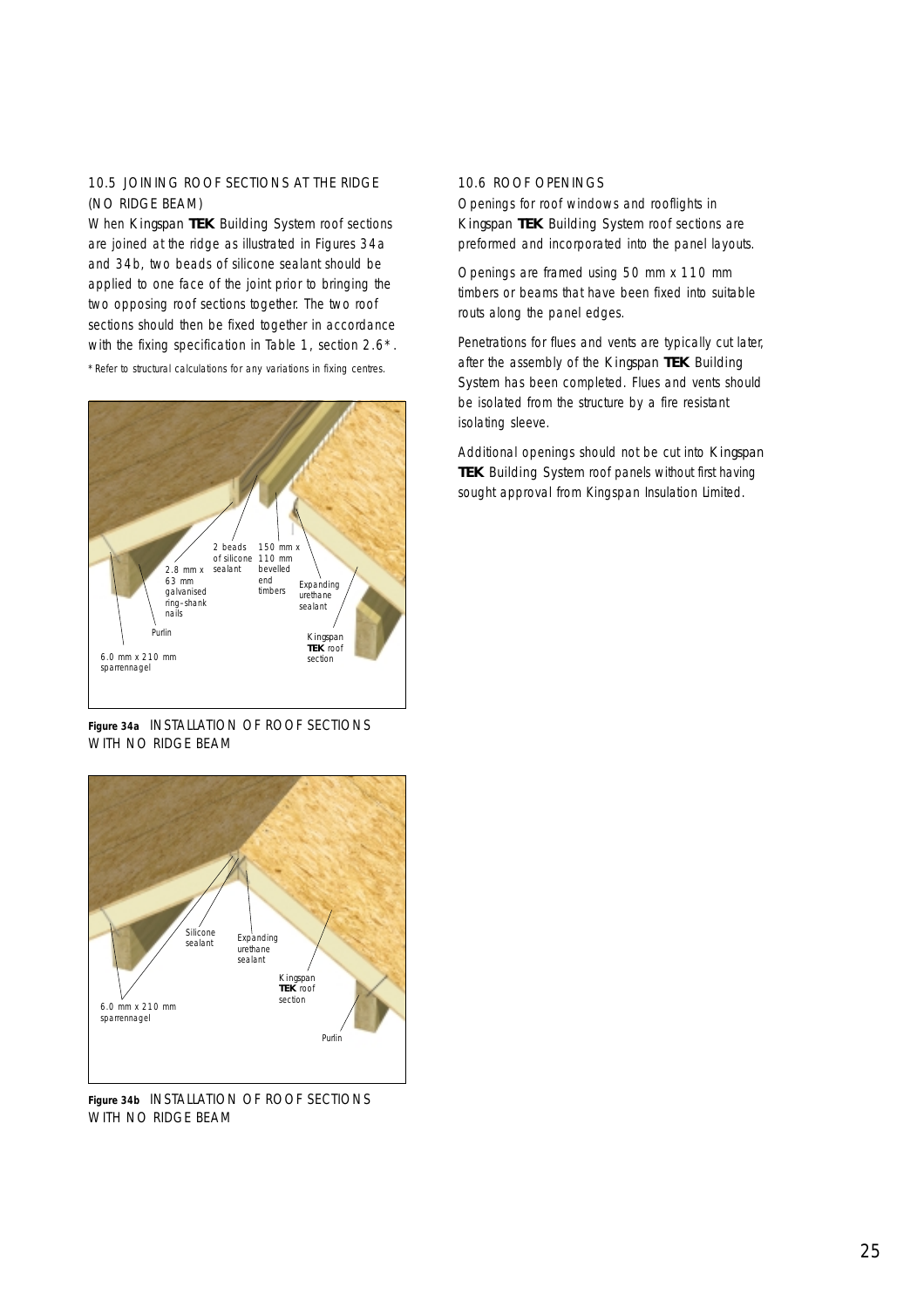## 10.5 JOINING ROOF SECTIONS AT THE RIDGE (NO RIDGE BEAM)

When Kingspan **TEK** Building System roof sections are joined at the ridge as illustrated in Figures 34a and 34b, two beads of silicone sealant should be applied to one face of the joint prior to bringing the two opposing roof sections together. The two roof sections should then be fixed together in accordance with the fixing specification in Table 1, section 2.6*.

* Refer to structural calculations for any variations in fixing centres.

**Figure 34a** INSTALLATION OF ROOF SECTIONS WITH NO RIDGE BEAM

**Figure 34b** INSTALLATION OF ROOF SECTIONS WITH NO RIDGE BEAM

## 10.6 ROOF OPENINGS

Openings for roof windows and rooflights in Kingspan **TEK** Building System roof sections are preformed and incorporated into the panel layouts.

Openings are framed using 50 mm x 110 mm timbers or beams that have been fixed into suitable routs along the panel edges.

Penetrations for flues and vents are typically cut later, after the assembly of the Kingspan **TEK** Building System has been completed. Flues and vents should be isolated from the structure by a fire resistant isolating sleeve.

Additional openings should not be cut into Kingspan **TEK** Building System roof panels without first having sought approval from Kingspan Insulation Limited.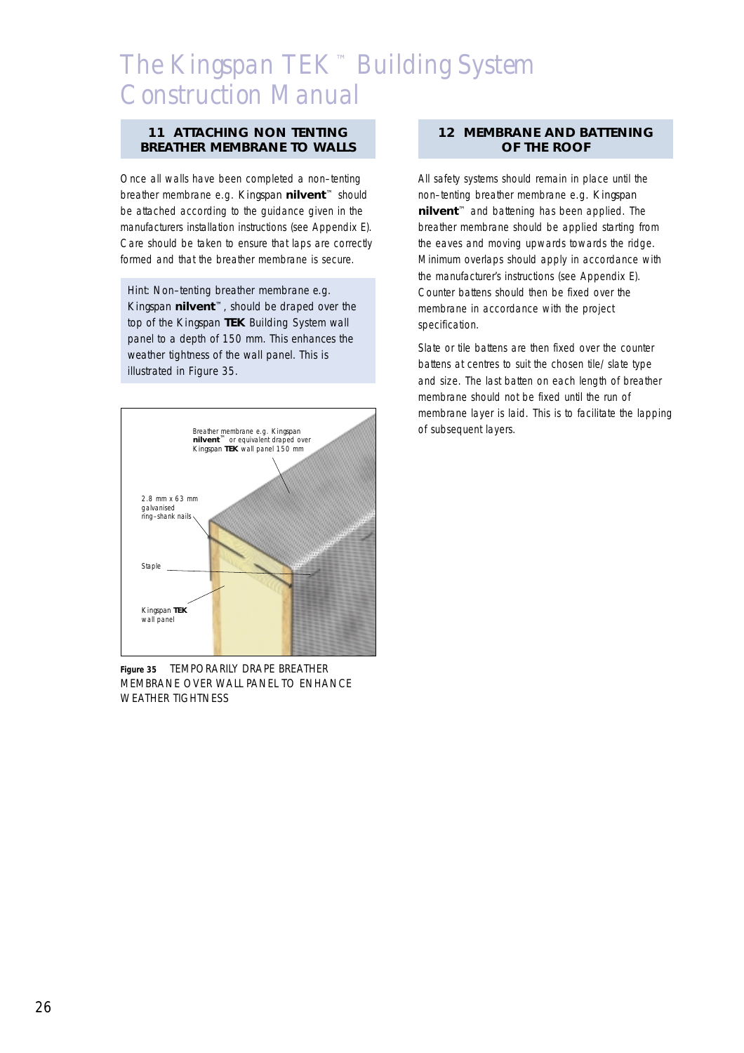# The Kingspan TEK™ Building System Construction Manual

## 11 ATTACHING NON TENTING BREATHER MEMBRANE TO WALLS

Once all walls have been completed a non–tenting breather membrane e.g. Kingspan **nilvent**™ should be attached according to the guidance given in the manufacturers installation instructions (see Appendix E). Care should be taken to ensure that laps are correctly formed and that the breather membrane is secure.

Hint: Non–tenting breather membrane e.g. Kingspan **nilvent**™, should be draped over the top of the Kingspan **TEK** Building System wall panel to a depth of 150 mm. This enhances the weather tightness of the wall panel. This is illustrated in Figure 35.

Breather membrane e.g. Kingspan **nilvent**™ or equivalent draped over Kingspan **TEK** wall panel 150 mm

2.8 mm x 63 mm galvanised ring–shank nails

Staple

Kingspan **TEK** wall panel

**Figure 35** TEMPORARILY DRAPE BREATHER MEMBRANE OVER WALL PANEL TO ENHANCE WEATHER TIGHTNESS

## 12 MEMBRANE AND BATTENING OF THE ROOF

All safety systems should remain in place until the non–tenting breather membrane e.g. Kingspan **nilvent**™ and battening has been applied. The breather membrane should be applied starting from the eaves and moving upwards towards the ridge. Minimum overlaps should apply in accordance with the manufacturer's instructions (see Appendix E). Counter battens should then be fixed over the membrane in accordance with the project specification.

Slate or tile battens are then fixed over the counter battens at centres to suit the chosen tile/ slate type and size. The last batten on each length of breather membrane should not be fixed until the run of membrane layer is laid. This is to facilitate the lapping of subsequent layers.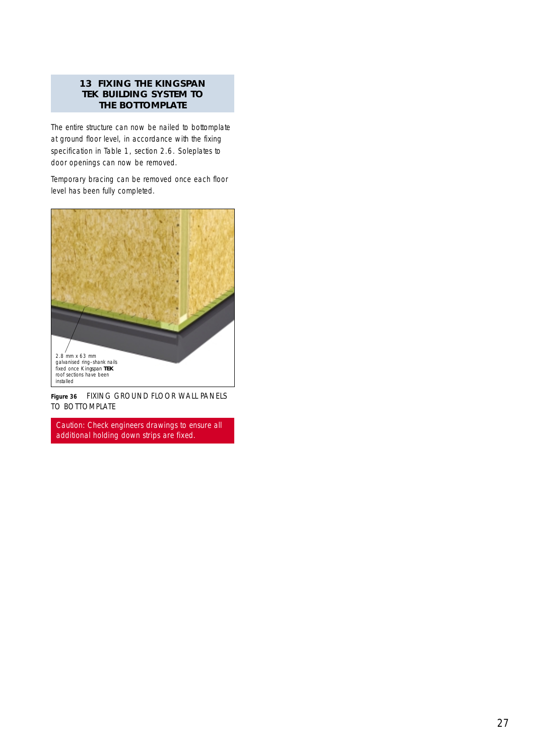## 13 FIXING THE KINGSPAN TEK BUILDING SYSTEM TO THE BOTTOMPLATE

The entire structure can now be nailed to bottomplate at ground floor level, in accordance with the fixing specification in Table 1, section 2.6. Soleplates to door openings can now be removed.

Temporary bracing can be removed once each floor level has been fully completed.

2.8 mm x 63 mm galvanised ring-shank nails fixed once Kingspan **TEK** roof sections have been installed

**Figure 36** FIXING GROUND FLOOR WALL PANELS TO BOTTOMPLATE

Caution: Check engineers drawings to ensure all additional holding down strips are fixed.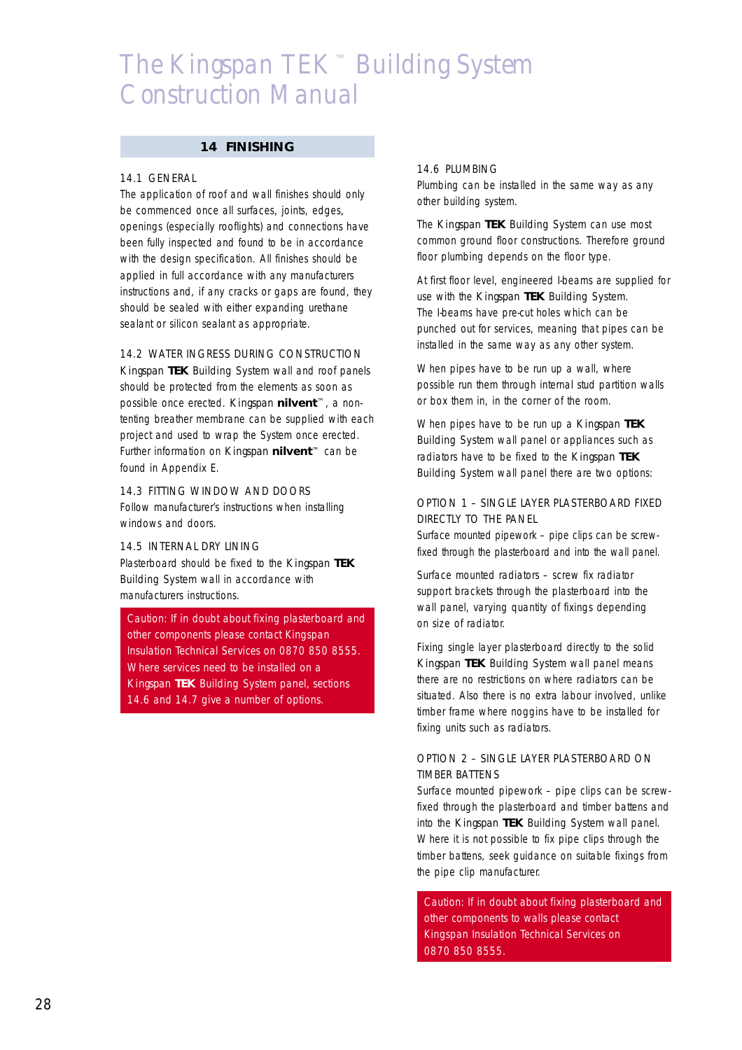# The Kingspan TEK™ Building System Construction Manual

## 14 FINISHING

### 14.1 GENERAL

The application of roof and wall finishes should only be commenced once all surfaces, joints, edges, openings (especially rooflights) and connections have been fully inspected and found to be in accordance with the design specification. All finishes should be applied in full accordance with any manufacturers instructions and, if any cracks or gaps are found, they should be sealed with either expanding urethane sealant or silicon sealant as appropriate.

### 14.2 WATER INGRESS DURING CONSTRUCTION

Kingspan **TEK** Building System wall and roof panels should be protected from the elements as soon as possible once erected. Kingspan **nilvent**™, a non-tenting breather membrane can be supplied with each project and used to wrap the System once erected. Further information on Kingspan **nilvent**™ can be found in Appendix E.

### 14.3 FITTING WINDOW AND DOORS

Follow manufacturer's instructions when installing windows and doors.

### 14.5 INTERNAL DRY LINING

Plasterboard should be fixed to the Kingspan **TEK** Building System wall in accordance with manufacturers instructions.

> Caution: If in doubt about fixing plasterboard and other components please contact Kingspan Insulation Technical Services on 0870 850 8555. Where services need to be installed on a Kingspan **TEK** Building System panel, sections 14.6 and 14.7 give a number of options.

### 14.6 PLUMBING

Plumbing can be installed in the same way as any other building system.

The Kingspan **TEK** Building System can use most common ground floor constructions. Therefore ground floor plumbing depends on the floor type.

At first floor level, engineered I-beams are supplied for use with the Kingspan **TEK** Building System. The I-beams have pre-cut holes which can be punched out for services, meaning that pipes can be installed in the same way as any other system.

When pipes have to be run up a wall, where possible run them through internal stud partition walls or box them in, in the corner of the room.

When pipes have to be run up a Kingspan **TEK** Building System wall panel or appliances such as radiators have to be fixed to the Kingspan **TEK** Building System wall panel there are two options:

#### OPTION 1 – SINGLE LAYER PLASTERBOARD FIXED DIRECTLY TO THE PANEL

Surface mounted pipework – pipe clips can be screw-fixed through the plasterboard and into the wall panel.

Surface mounted radiators – screw fix radiator support brackets through the plasterboard into the wall panel, varying quantity of fixings depending on size of radiator.

Fixing single layer plasterboard directly to the solid Kingspan **TEK** Building System wall panel means there are no restrictions on where radiators can be situated. Also there is no extra labour involved, unlike timber frame where noggins have to be installed for fixing units such as radiators.

#### OPTION 2 – SINGLE LAYER PLASTERBOARD ON TIMBER BATTENS

Surface mounted pipework – pipe clips can be screw-fixed through the plasterboard and timber battens and into the Kingspan **TEK** Building System wall panel. Where it is not possible to fix pipe clips through the timber battens, seek guidance on suitable fixings from the pipe clip manufacturer.

> Caution: If in doubt about fixing plasterboard and other components to walls please contact Kingspan Insulation Technical Services on 0870 850 8555.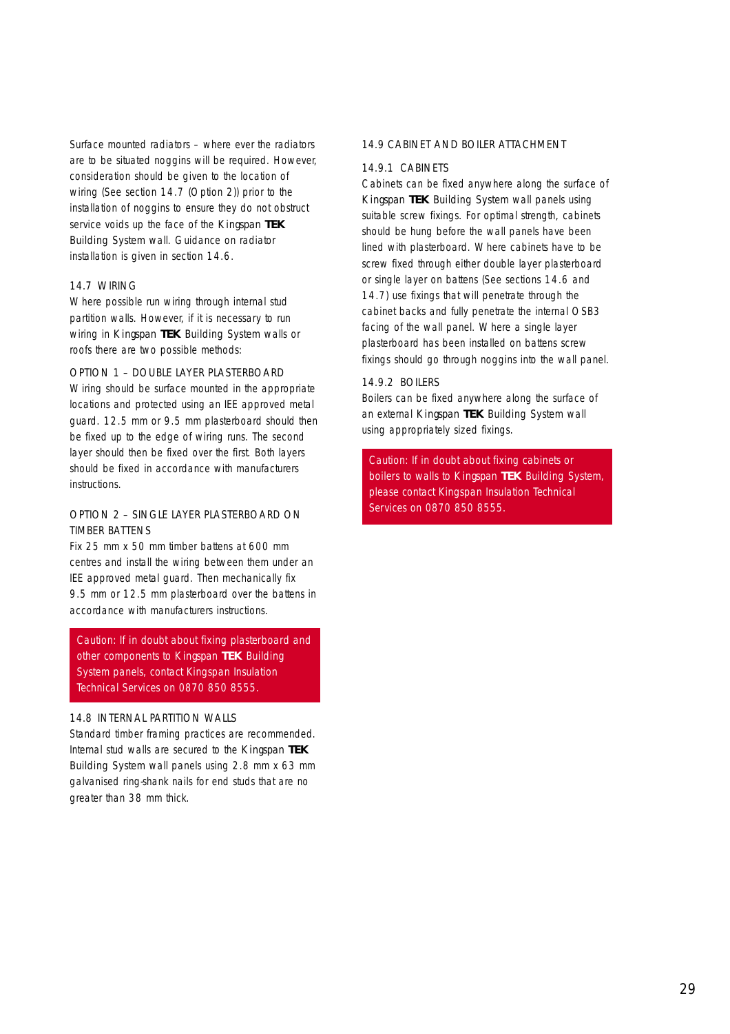Surface mounted radiators – where ever the radiators are to be situated noggins will be required. However, consideration should be given to the location of wiring (See section 14.7 (Option 2)) prior to the installation of noggins to ensure they do not obstruct service voids up the face of the Kingspan **TEK** Building System wall. Guidance on radiator installation is given in section 14.6.

## 14.7 WIRING

Where possible run wiring through internal stud partition walls. However, if it is necessary to run wiring in Kingspan **TEK** Building System walls or roofs there are two possible methods:

### OPTION 1 – DOUBLE LAYER PLASTERBOARD

Wiring should be surface mounted in the appropriate locations and protected using an IEE approved metal guard. 12.5 mm or 9.5 mm plasterboard should then be fixed up to the edge of wiring runs. The second layer should then be fixed over the first. Both layers should be fixed in accordance with manufacturers instructions.

### OPTION 2 – SINGLE LAYER PLASTERBOARD ON TIMBER BATTENS

Fix 25 mm x 50 mm timber battens at 600 mm centres and install the wiring between them under an IEE approved metal guard. Then mechanically fix 9.5 mm or 12.5 mm plasterboard over the battens in accordance with manufacturers instructions.

> Caution: If in doubt about fixing plasterboard and other components to Kingspan **TEK** Building System panels, contact Kingspan Insulation Technical Services on 0870 850 8555.

## 14.8 INTERNAL PARTITION WALLS

Standard timber framing practices are recommended. Internal stud walls are secured to the Kingspan **TEK** Building System wall panels using 2.8 mm x 63 mm galvanised ring-shank nails for end studs that are no greater than 38 mm thick.

## 14.9 CABINET AND BOILER ATTACHMENT

### 14.9.1 CABINETS

Cabinets can be fixed anywhere along the surface of Kingspan **TEK** Building System wall panels using suitable screw fixings. For optimal strength, cabinets should be hung before the wall panels have been lined with plasterboard. Where cabinets have to be screw fixed through either double layer plasterboard or single layer on battens (See sections 14.6 and 14.7) use fixings that will penetrate through the cabinet backs and fully penetrate the internal OSB3 facing of the wall panel. Where a single layer plasterboard has been installed on battens screw fixings should go through noggins into the wall panel.

### 14.9.2 BOILERS

Boilers can be fixed anywhere along the surface of an external Kingspan **TEK** Building System wall using appropriately sized fixings.

> Caution: If in doubt about fixing cabinets or boilers to walls to Kingspan **TEK** Building System, please contact Kingspan Insulation Technical Services on 0870 850 8555.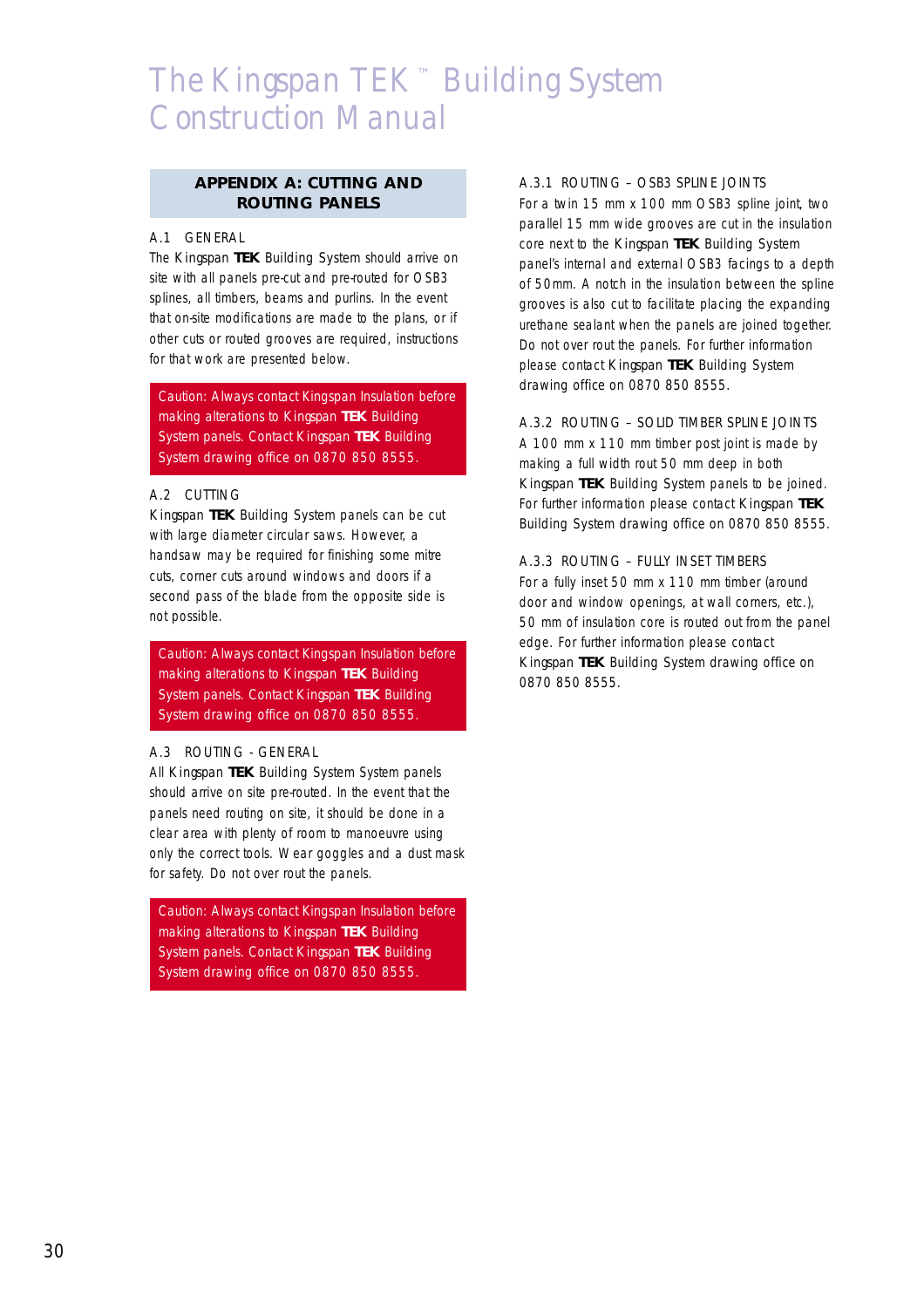# The Kingspan TEK™ Building System Construction Manual

## APPENDIX A: CUTTING AND ROUTING PANELS

### A.1 GENERAL

The Kingspan **TEK** Building System should arrive on site with all panels pre-cut and pre-routed for OSB3 splines, all timbers, beams and purlins. In the event that on-site modifications are made to the plans, or if other cuts or routed grooves are required, instructions for that work are presented below.

> Caution: Always contact Kingspan Insulation before making alterations to Kingspan **TEK** Building System panels. Contact Kingspan **TEK** Building System drawing office on 0870 850 8555.

### A.2 CUTTING

Kingspan **TEK** Building System panels can be cut with large diameter circular saws. However, a handsaw may be required for finishing some mitre cuts, corner cuts around windows and doors if a second pass of the blade from the opposite side is not possible.

> Caution: Always contact Kingspan Insulation before making alterations to Kingspan **TEK** Building System panels. Contact Kingspan **TEK** Building System drawing office on 0870 850 8555.

### A.3 ROUTING - GENERAL

All Kingspan **TEK** Building System System panels should arrive on site pre-routed. In the event that the panels need routing on site, it should be done in a clear area with plenty of room to manoeuvre using only the correct tools. Wear goggles and a dust mask for safety. Do not over rout the panels.

> Caution: Always contact Kingspan Insulation before making alterations to Kingspan **TEK** Building System panels. Contact Kingspan **TEK** Building System drawing office on 0870 850 8555.

### A.3.1 ROUTING – OSB3 SPLINE JOINTS

For a twin 15 mm x 100 mm OSB3 spline joint, two parallel 15 mm wide grooves are cut in the insulation core next to the Kingspan **TEK** Building System panel's internal and external OSB3 facings to a depth of 50mm. A notch in the insulation between the spline grooves is also cut to facilitate placing the expanding urethane sealant when the panels are joined together. Do not over rout the panels. For further information please contact Kingspan **TEK** Building System drawing office on 0870 850 8555.

### A.3.2 ROUTING – SOLID TIMBER SPLINE JOINTS

A 100 mm x 110 mm timber post joint is made by making a full width rout 50 mm deep in both Kingspan **TEK** Building System panels to be joined. For further information please contact Kingspan **TEK** Building System drawing office on 0870 850 8555.

### A.3.3 ROUTING – FULLY INSET TIMBERS

For a fully inset 50 mm x 110 mm timber (around door and window openings, at wall corners, etc.), 50 mm of insulation core is routed out from the panel edge. For further information please contact Kingspan **TEK** Building System drawing office on 0870 850 8555.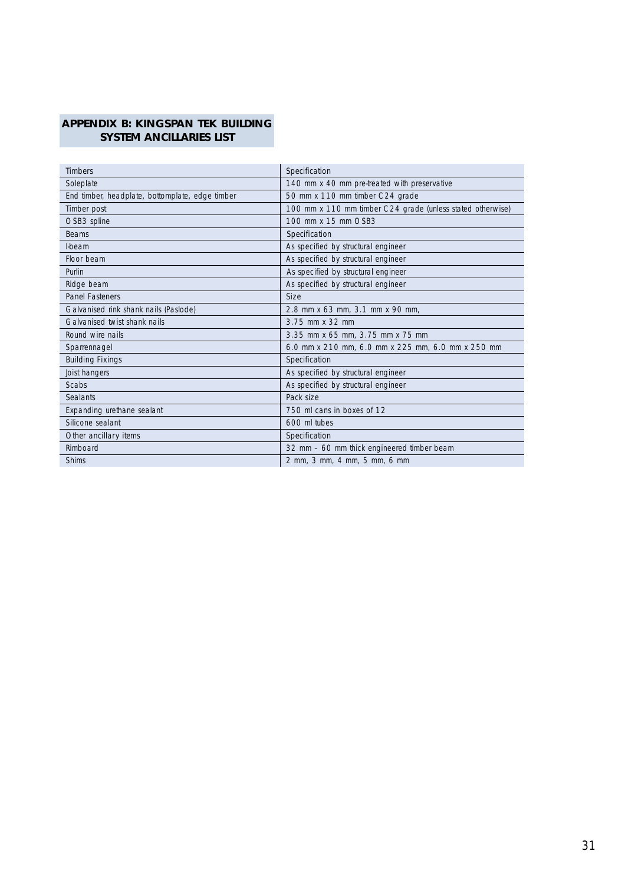## APPENDIX B: KINGSPAN TEK BUILDING SYSTEM ANCILLARIES LIST

| Timbers | Specification |
|---|---|
| Soleplate | 140 mm x 40 mm pre-treated with preservative |
| End timber, headplate, bottomplate, edge timber | 50 mm x 110 mm timber C24 grade |
| Timber post | 100 mm x 110 mm timber C24 grade (unless stated otherwise) |
| OSB3 spline | 100 mm x 15 mm OSB3 |
| **Beams** | **Specification** |
| I-beam | As specified by structural engineer |
| Floor beam | As specified by structural engineer |
| Purlin | As specified by structural engineer |
| Ridge beam | As specified by structural engineer |
| **Panel Fasteners** | **Size** |
| Galvanised rink shank nails (Paslode) | 2.8 mm x 63 mm, 3.1 mm x 90 mm, |
| Galvanised twist shank nails | 3.75 mm x 32 mm |
| Round wire nails | 3.35 mm x 65 mm, 3.75 mm x 75 mm |
| Sparrennagel | 6.0 mm x 210 mm, 6.0 mm x 225 mm, 6.0 mm x 250 mm |
| **Building Fixings** | **Specification** |
| Joist hangers | As specified by structural engineer |
| Scabs | As specified by structural engineer |
| **Sealants** | **Pack size** |
| Expanding urethane sealant | 750 ml cans in boxes of 12 |
| Silicone sealant | 600 ml tubes |
| **Other ancillary items** | **Specification** |
| Rimboard | 32 mm – 60 mm thick engineered timber beam |
| Shims | 2 mm, 3 mm, 4 mm, 5 mm, 6 mm |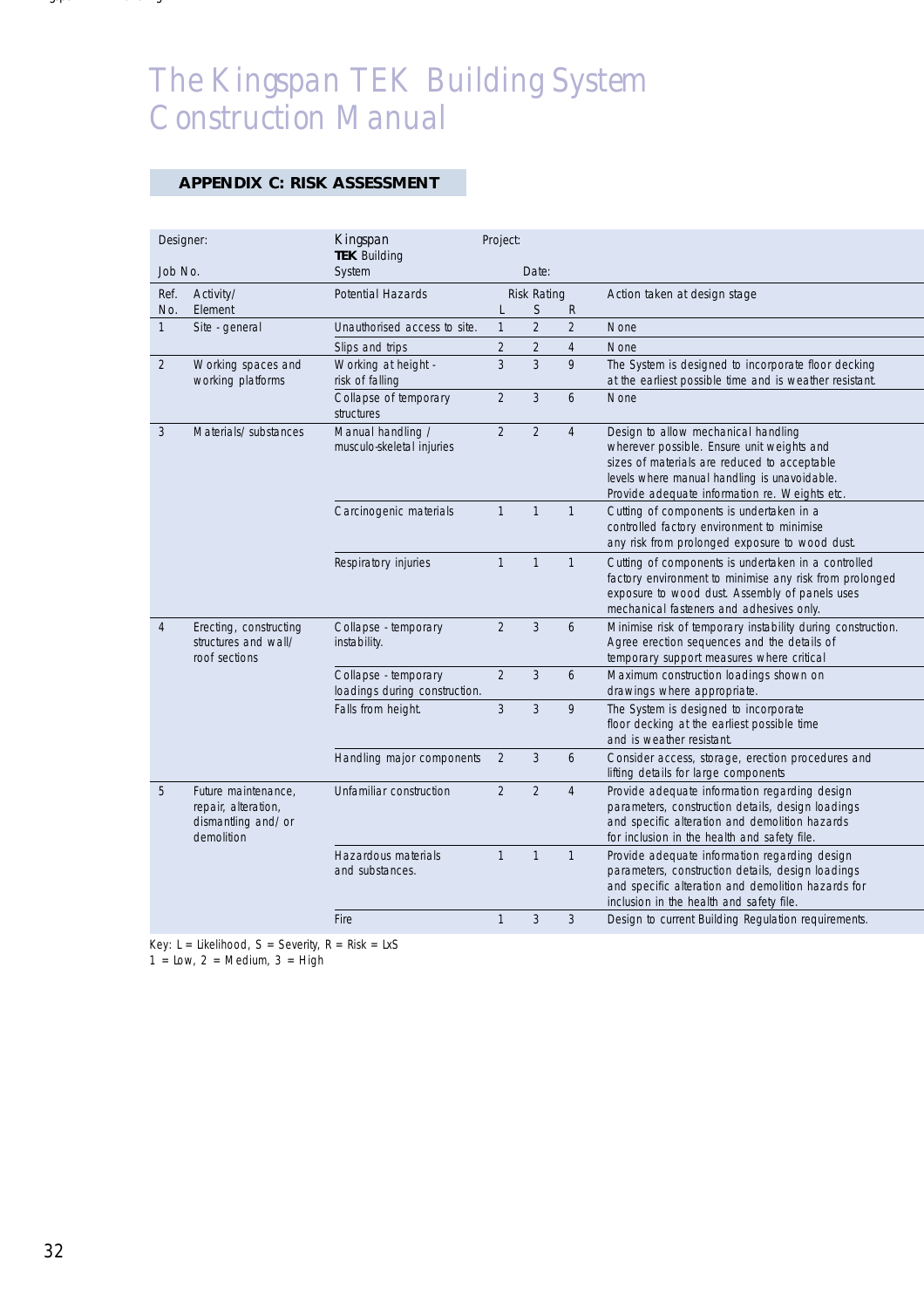# The Kingspan TEK Building System Construction Manual

## APPENDIX C: RISK ASSESSMENT

| Designer: | | Kingspan **TEK** Building System | Project: | | | |
|---|---|---|---|---|---|---|
| Job No. | | | Date: | | | |
| Ref. No. | Activity/ Element | Potential Hazards | Risk Rating L | S | R | Action taken at design stage |
| 1 | Site - general | Unauthorised access to site. | 1 | 2 | 2 | None |
| | | Slips and trips | 2 | 2 | 4 | None |
| 2 | Working spaces and working platforms | Working at height - risk of falling | 3 | 3 | 9 | The System is designed to incorporate floor decking at the earliest possible time and is weather resistant. |
| | | Collapse of temporary structures | 2 | 3 | 6 | None |
| 3 | Materials/ substances | Manual handling / musculo-skeletal injuries | 2 | 2 | 4 | Design to allow mechanical handling wherever possible. Ensure unit weights and sizes of materials are reduced to acceptable levels where manual handling is unavoidable. Provide adequate information re. Weights etc. |
| | | Carcinogenic materials | 1 | 1 | 1 | Cutting of components is undertaken in a controlled factory environment to minimise any risk from prolonged exposure to wood dust. |
| | | Respiratory injuries | 1 | 1 | 1 | Cutting of components is undertaken in a controlled factory environment to minimise any risk from prolonged exposure to wood dust. Assembly of panels uses mechanical fasteners and adhesives only. |
| 4 | Erecting, constructing structures and wall/ roof sections | Collapse - temporary instability. | 2 | 3 | 6 | Minimise risk of temporary instability during construction. Agree erection sequences and the details of temporary support measures where critical |
| | | Collapse - temporary loadings during construction. | 2 | 3 | 6 | Maximum construction loadings shown on drawings where appropriate. |
| | | Falls from height. | 3 | 3 | 9 | The System is designed to incorporate floor decking at the earliest possible time and is weather resistant. |
| | | Handling major components | 2 | 3 | 6 | Consider access, storage, erection procedures and lifting details for large components |
| 5 | Future maintenance, repair, alteration, dismantling and/ or demolition | Unfamiliar construction | 2 | 2 | 4 | Provide adequate information regarding design parameters, construction details, design loadings and specific alteration and demolition hazards for inclusion in the health and safety file. |
| | | Hazardous materials and substances. | 1 | 1 | 1 | Provide adequate information regarding design parameters, construction details, design loadings and specific alteration and demolition hazards for inclusion in the health and safety file. |
| | | Fire | 1 | 3 | 3 | Design to current Building Regulation requirements. |

Key: L = Likelihood, S = Severity, R = Risk = LxS
1 = Low, 2 = Medium, 3 = High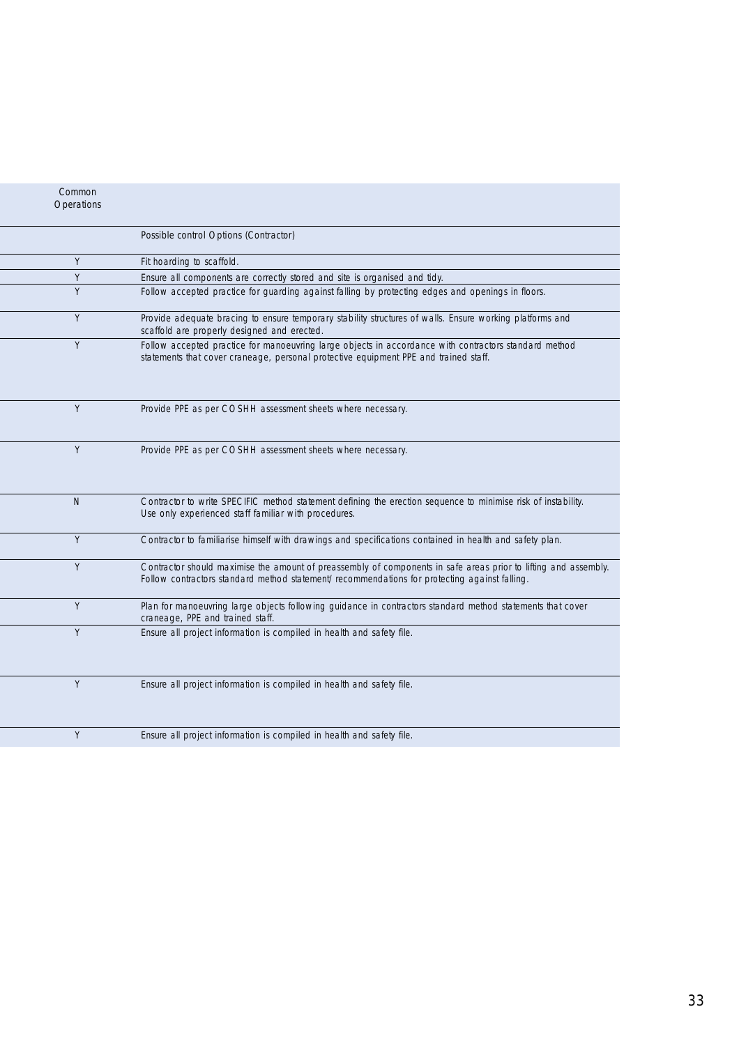| Common Operations | |
|---|---|
| | Possible control Options (Contractor) |
| Y | Fit hoarding to scaffold. |
| Y | Ensure all components are correctly stored and site is organised and tidy. |
| Y | Follow accepted practice for guarding against falling by protecting edges and openings in floors. |
| Y | Provide adequate bracing to ensure temporary stability structures of walls. Ensure working platforms and scaffold are properly designed and erected. |
| Y | Follow accepted practice for manoeuvring large objects in accordance with contractors standard method statements that cover craneage, personal protective equipment PPE and trained staff. |
| Y | Provide PPE as per COSHH assessment sheets where necessary. |
| Y | Provide PPE as per COSHH assessment sheets where necessary. |
| N | Contractor to write SPECIFIC method statement defining the erection sequence to minimise risk of instability. Use only experienced staff familiar with procedures. |
| Y | Contractor to familiarise himself with drawings and specifications contained in health and safety plan. |
| Y | Contractor should maximise the amount of preassembly of components in safe areas prior to lifting and assembly. Follow contractors standard method statement/ recommendations for protecting against falling. |
| Y | Plan for manoeuvring large objects following guidance in contractors standard method statements that cover craneage, PPE and trained staff. |
| Y | Ensure all project information is compiled in health and safety file. |
| Y | Ensure all project information is compiled in health and safety file. |
| Y | Ensure all project information is compiled in health and safety file. |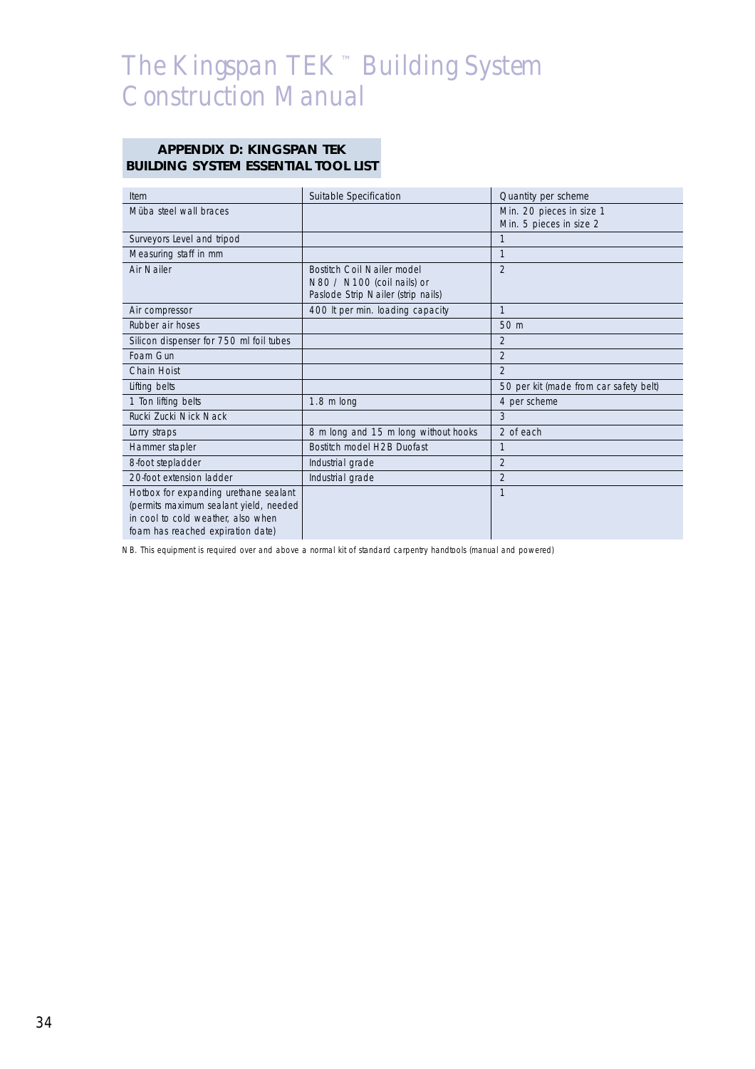# The Kingspan TEK™ Building System Construction Manual

## APPENDIX D: KINGSPAN TEK BUILDING SYSTEM ESSENTIAL TOOL LIST

| Item | Suitable Specification | Quantity per scheme |
|---|---|---|
| Müba steel wall braces | | Min. 20 pieces in size 1<br>Min. 5 pieces in size 2 |
| Surveyors Level and tripod | | 1 |
| Measuring staff in mm | | 1 |
| Air Nailer | Bostitch Coil Nailer model N80 / N100 (coil nails) or Paslode Strip Nailer (strip nails) | 2 |
| Air compressor | 400 lt per min. loading capacity | 1 |
| Rubber air hoses | | 50 m |
| Silicon dispenser for 750 ml foil tubes | | 2 |
| Foam Gun | | 2 |
| Chain Hoist | | 2 |
| Lifting belts | | 50 per kit (made from car safety belt) |
| 1 Ton lifting belts | 1.8 m long | 4 per scheme |
| Rucki Zucki Nick Nack | | 3 |
| Lorry straps | 8 m long and 15 m long without hooks | 2 of each |
| Hammer stapler | Bostitch model H2B Duofast | 1 |
| 8-foot stepladder | Industrial grade | 2 |
| 20-foot extension ladder | Industrial grade | 2 |
| Hotbox for expanding urethane sealant (permits maximum sealant yield, needed in cool to cold weather, also when foam has reached expiration date) | | 1 |

NB. This equipment is required over and above a normal kit of standard carpentry handtools (manual and powered)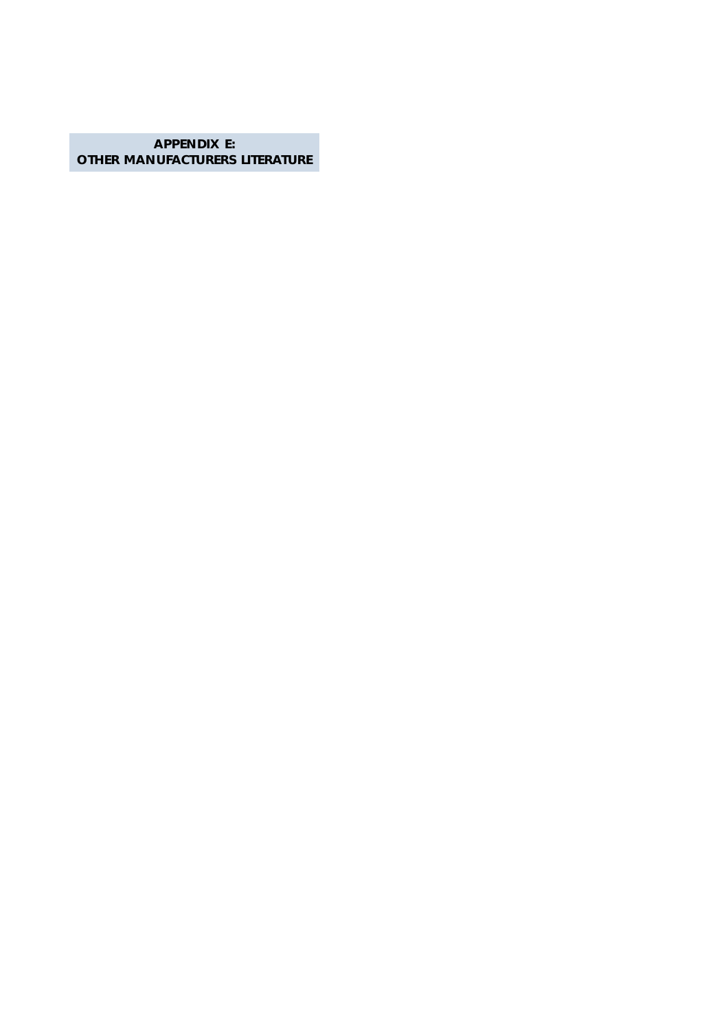# APPENDIX E:
# OTHER MANUFACTURERS LITERATURE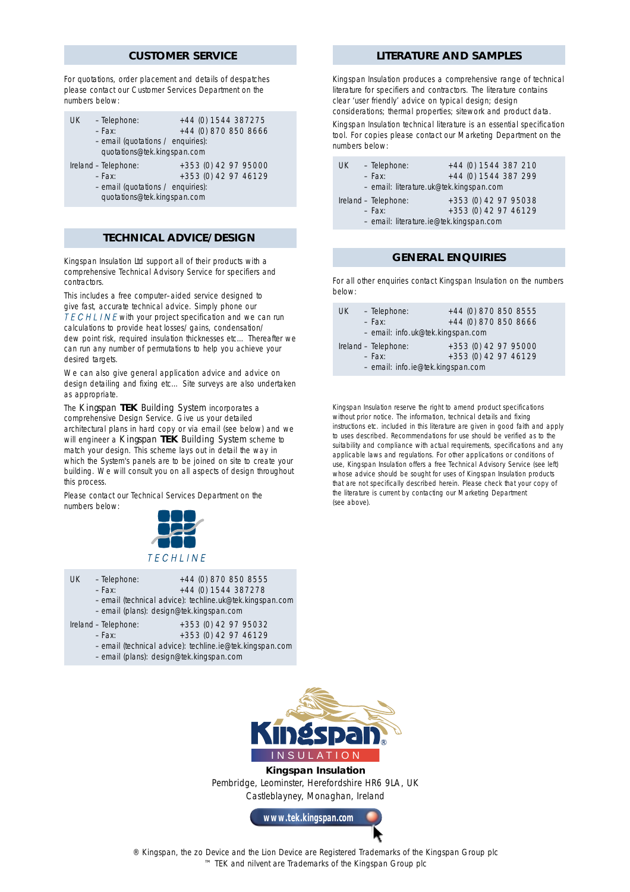## CUSTOMER SERVICE

For quotations, order placement and details of despatches please contact our Customer Services Department on the numbers below:

UK – Telephone: +44 (0) 1544 387275
– Fax: +44 (0) 870 850 8666
– email (quotations / enquiries): quotations@tek.kingspan.com

Ireland – Telephone: +353 (0) 42 97 95000
– Fax: +353 (0) 42 97 46129
– email (quotations / enquiries): quotations@tek.kingspan.com

## TECHNICAL ADVICE/DESIGN

Kingspan Insulation Ltd support all of their products with a comprehensive Technical Advisory Service for specifiers and contractors.

This includes a free computer–aided service designed to give fast, accurate technical advice. Simply phone our *TECHLINE* with your project specification and we can run calculations to provide heat losses/gains, condensation/dew point risk, required insulation thicknesses etc... Thereafter we can run any number of permutations to help you achieve your desired targets.

We can also give general application advice and advice on design detailing and fixing etc... Site surveys are also undertaken as appropriate.

The Kingspan **TEK** Building System incorporates a comprehensive Design Service. Give us your detailed architectural plans in hard copy or via email (see below) and we will engineer a Kingspan **TEK** Building System scheme to match your design. This scheme lays out in detail the way in which the System's panels are to be joined on site to create your building. We will consult you on all aspects of design throughout this process.

Please contact our Technical Services Department on the numbers below:

*TECHLINE*

UK – Telephone: +44 (0) 870 850 8555
– Fax: +44 (0) 1544 387278
– email (technical advice): techline.uk@tek.kingspan.com
– email (plans): design@tek.kingspan.com

Ireland – Telephone: +353 (0) 42 97 95032
– Fax: +353 (0) 42 97 46129
– email (technical advice): techline.ie@tek.kingspan.com
– email (plans): design@tek.kingspan.com

## LITERATURE AND SAMPLES

Kingspan Insulation produces a comprehensive range of technical literature for specifiers and contractors. The literature contains clear 'user friendly' advice on typical design; design considerations; thermal properties; sitework and product data.

Kingspan Insulation technical literature is an essential specification tool. For copies please contact our Marketing Department on the numbers below:

UK – Telephone: +44 (0) 1544 387 210
– Fax: +44 (0) 1544 387 299
– email: literature.uk@tek.kingspan.com

Ireland – Telephone: +353 (0) 42 97 95038
– Fax: +353 (0) 42 97 46129
– email: literature.ie@tek.kingspan.com

## GENERAL ENQUIRIES

For all other enquiries contact Kingspan Insulation on the numbers below:

UK – Telephone: +44 (0) 870 850 8555
– Fax: +44 (0) 870 850 8666
– email: info.uk@tek.kingspan.com

Ireland – Telephone: +353 (0) 42 97 95000
– Fax: +353 (0) 42 97 46129
– email: info.ie@tek.kingspan.com

Kingspan Insulation reserve the right to amend product specifications without prior notice. The information, technical details and fixing instructions etc. included in this literature are given in good faith and apply to uses described. Recommendations for use should be verified as to the suitability and compliance with actual requirements, specifications and any applicable laws and regulations. For other applications or conditions of use, Kingspan Insulation offers a free Technical Advisory Service (see left) whose advice should be sought for uses of Kingspan Insulation products that are not specifically described herein. Please check that your copy of the literature is current by contacting our Marketing Department (see above).

Kingspan INSULATION

**Kingspan Insulation**
Pembridge, Leominster, Herefordshire HR6 9LA, UK
Castleblayney, Monaghan, Ireland

www.tek.kingspan.com

® Kingspan, the zo Device and the Lion Device are Registered Trademarks of the Kingspan Group plc
™ TEK and nilvent are Trademarks of the Kingspan Group plc